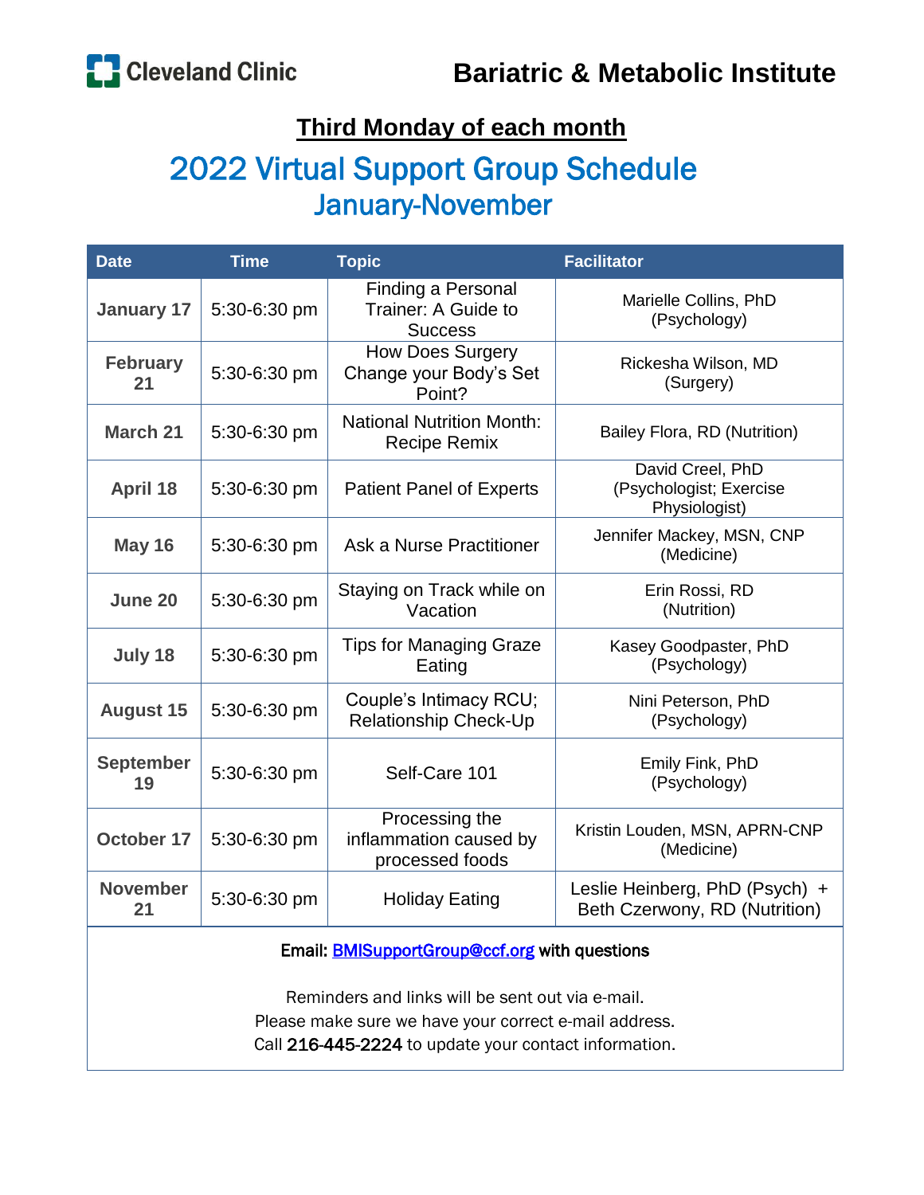Cleveland Clinic

# Bariatric & Metabolic Institute

## Third Monday of each month

# 2022 Virtual Support Group Schedule

## January-November

| Date | Time | Topic | Facilitator |
| --- | --- | --- | --- |
| **January 17** | 5:30-6:30 pm | Finding a Personal Trainer: A Guide to Success | Marielle Collins, PhD (Psychology) |
| **February 21** | 5:30-6:30 pm | How Does Surgery Change your Body's Set Point? | Rickesha Wilson, MD (Surgery) |
| **March 21** | 5:30-6:30 pm | National Nutrition Month: Recipe Remix | Bailey Flora, RD (Nutrition) |
| **April 18** | 5:30-6:30 pm | Patient Panel of Experts | David Creel, PhD (Psychologist; Exercise Physiologist) |
| **May 16** | 5:30-6:30 pm | Ask a Nurse Practitioner | Jennifer Mackey, MSN, CNP (Medicine) |
| **June 20** | 5:30-6:30 pm | Staying on Track while on Vacation | Erin Rossi, RD (Nutrition) |
| **July 18** | 5:30-6:30 pm | Tips for Managing Graze Eating | Kasey Goodpaster, PhD (Psychology) |
| **August 15** | 5:30-6:30 pm | Couple's Intimacy RCU; Relationship Check-Up | Nini Peterson, PhD (Psychology) |
| **September 19** | 5:30-6:30 pm | Self-Care 101 | Emily Fink, PhD (Psychology) |
| **October 17** | 5:30-6:30 pm | Processing the inflammation caused by processed foods | Kristin Louden, MSN, APRN-CNP (Medicine) |
| **November 21** | 5:30-6:30 pm | Holiday Eating | Leslie Heinberg, PhD (Psych) + Beth Czerwony, RD (Nutrition) |

**Email: BMISupportGroup@ccf.org with questions**

Reminders and links will be sent out via e-mail.
Please make sure we have your correct e-mail address.
Call 216-445-2224 to update your contact information.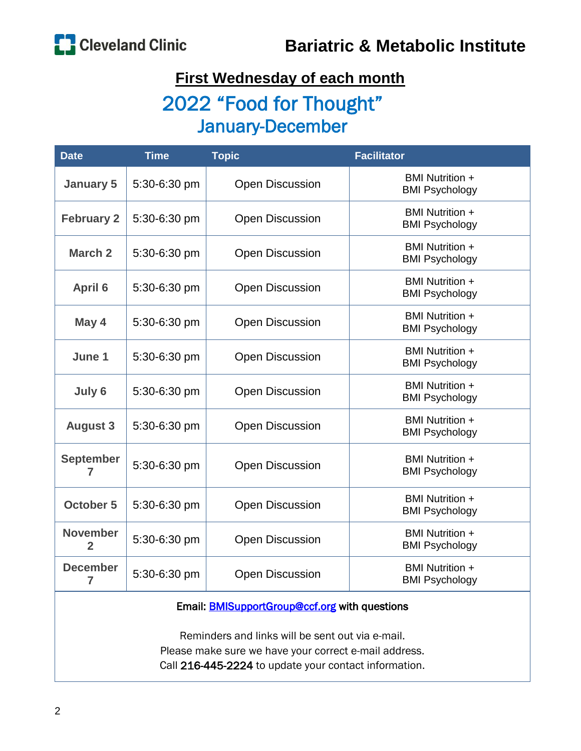Cleveland Clinic

# Bariatric & Metabolic Institute

## First Wednesday of each month

## 2022 "Food for Thought"

### January-December

| Date | Time | Topic | Facilitator |
|---|---|---|---|
| **January 5** | 5:30-6:30 pm | Open Discussion | BMI Nutrition + BMI Psychology |
| **February 2** | 5:30-6:30 pm | Open Discussion | BMI Nutrition + BMI Psychology |
| **March 2** | 5:30-6:30 pm | Open Discussion | BMI Nutrition + BMI Psychology |
| **April 6** | 5:30-6:30 pm | Open Discussion | BMI Nutrition + BMI Psychology |
| **May 4** | 5:30-6:30 pm | Open Discussion | BMI Nutrition + BMI Psychology |
| **June 1** | 5:30-6:30 pm | Open Discussion | BMI Nutrition + BMI Psychology |
| **July 6** | 5:30-6:30 pm | Open Discussion | BMI Nutrition + BMI Psychology |
| **August 3** | 5:30-6:30 pm | Open Discussion | BMI Nutrition + BMI Psychology |
| **September 7** | 5:30-6:30 pm | Open Discussion | BMI Nutrition + BMI Psychology |
| **October 5** | 5:30-6:30 pm | Open Discussion | BMI Nutrition + BMI Psychology |
| **November 2** | 5:30-6:30 pm | Open Discussion | BMI Nutrition + BMI Psychology |
| **December 7** | 5:30-6:30 pm | Open Discussion | BMI Nutrition + BMI Psychology |

Email: BMISupportGroup@ccf.org with questions

Reminders and links will be sent out via e-mail.
Please make sure we have your correct e-mail address.
Call **216-445-2224** to update your contact information.